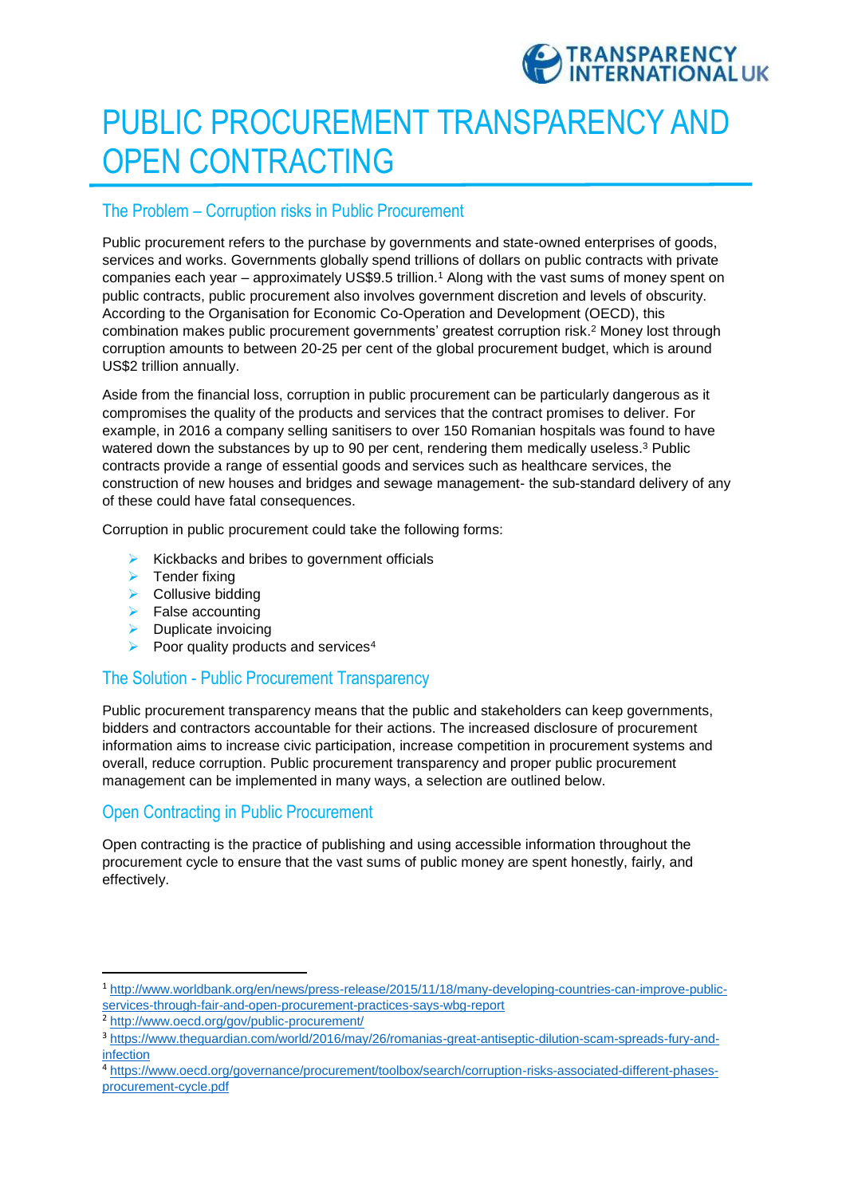# PUBLIC PROCUREMENT TRANSPARENCY AND OPEN CONTRACTING

## The Problem – Corruption risks in Public Procurement

Public procurement refers to the purchase by governments and state-owned enterprises of goods, services and works. Governments globally spend trillions of dollars on public contracts with private companies each year – approximately US$9.5 trillion.[1] Along with the vast sums of money spent on public contracts, public procurement also involves government discretion and levels of obscurity. According to the Organisation for Economic Co-Operation and Development (OECD), this combination makes public procurement governments' greatest corruption risk.[2] Money lost through corruption amounts to between 20-25 per cent of the global procurement budget, which is around US$2 trillion annually.

Aside from the financial loss, corruption in public procurement can be particularly dangerous as it compromises the quality of the products and services that the contract promises to deliver. For example, in 2016 a company selling sanitisers to over 150 Romanian hospitals was found to have watered down the substances by up to 90 per cent, rendering them medically useless.[3] Public contracts provide a range of essential goods and services such as healthcare services, the construction of new houses and bridges and sewage management- the sub-standard delivery of any of these could have fatal consequences.

Corruption in public procurement could take the following forms:

- Kickbacks and bribes to government officials
- Tender fixing
- Collusive bidding
- False accounting
- Duplicate invoicing
- Poor quality products and services[4]

## The Solution - Public Procurement Transparency

Public procurement transparency means that the public and stakeholders can keep governments, bidders and contractors accountable for their actions. The increased disclosure of procurement information aims to increase civic participation, increase competition in procurement systems and overall, reduce corruption. Public procurement transparency and proper public procurement management can be implemented in many ways, a selection are outlined below.

## Open Contracting in Public Procurement

Open contracting is the practice of publishing and using accessible information throughout the procurement cycle to ensure that the vast sums of public money are spent honestly, fairly, and effectively.

---

[1] http://www.worldbank.org/en/news/press-release/2015/11/18/many-developing-countries-can-improve-public-services-through-fair-and-open-procurement-practices-says-wbg-report

[2] http://www.oecd.org/gov/public-procurement/

[3] https://www.theguardian.com/world/2016/may/26/romanias-great-antiseptic-dilution-scam-spreads-fury-and-infection

[4] https://www.oecd.org/governance/procurement/toolbox/search/corruption-risks-associated-different-phases-procurement-cycle.pdf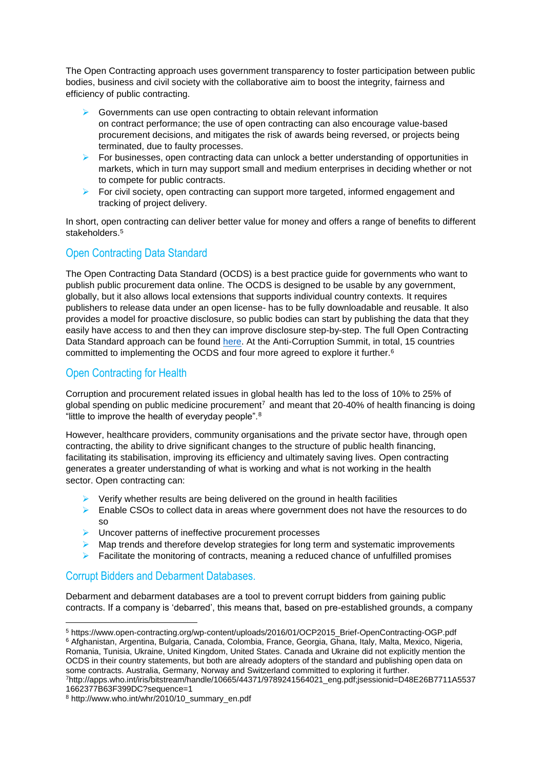The Open Contracting approach uses government transparency to foster participation between public bodies, business and civil society with the collaborative aim to boost the integrity, fairness and efficiency of public contracting.

- Governments can use open contracting to obtain relevant information on contract performance; the use of open contracting can also encourage value-based procurement decisions, and mitigates the risk of awards being reversed, or projects being terminated, due to faulty processes.
- For businesses, open contracting data can unlock a better understanding of opportunities in markets, which in turn may support small and medium enterprises in deciding whether or not to compete for public contracts.
- For civil society, open contracting can support more targeted, informed engagement and tracking of project delivery.

In short, open contracting can deliver better value for money and offers a range of benefits to different stakeholders.[5]

## Open Contracting Data Standard

The Open Contracting Data Standard (OCDS) is a best practice guide for governments who want to publish public procurement data online. The OCDS is designed to be usable by any government, globally, but it also allows local extensions that supports individual country contexts. It requires publishers to release data under an open license- has to be fully downloadable and reusable. It also provides a model for proactive disclosure, so public bodies can start by publishing the data that they easily have access to and then they can improve disclosure step-by-step. The full Open Contracting Data Standard approach can be found here. At the Anti-Corruption Summit, in total, 15 countries committed to implementing the OCDS and four more agreed to explore it further.[6]

## Open Contracting for Health

Corruption and procurement related issues in global health has led to the loss of 10% to 25% of global spending on public medicine procurement[7] and meant that 20-40% of health financing is doing "little to improve the health of everyday people".[8]

However, healthcare providers, community organisations and the private sector have, through open contracting, the ability to drive significant changes to the structure of public health financing, facilitating its stabilisation, improving its efficiency and ultimately saving lives. Open contracting generates a greater understanding of what is working and what is not working in the health sector. Open contracting can:

- Verify whether results are being delivered on the ground in health facilities
- Enable CSOs to collect data in areas where government does not have the resources to do so
- Uncover patterns of ineffective procurement processes
- Map trends and therefore develop strategies for long term and systematic improvements
- Facilitate the monitoring of contracts, meaning a reduced chance of unfulfilled promises

## Corrupt Bidders and Debarment Databases.

Debarment and debarment databases are a tool to prevent corrupt bidders from gaining public contracts. If a company is 'debarred', this means that, based on pre-established grounds, a company

---

[5] https://www.open-contracting.org/wp-content/uploads/2016/01/OCP2015_Brief-OpenContracting-OGP.pdf

[6] Afghanistan, Argentina, Bulgaria, Canada, Colombia, France, Georgia, Ghana, Italy, Malta, Mexico, Nigeria, Romania, Tunisia, Ukraine, United Kingdom, United States. Canada and Ukraine did not explicitly mention the OCDS in their country statements, but both are already adopters of the standard and publishing open data on some contracts. Australia, Germany, Norway and Switzerland committed to exploring it further.

[7] http://apps.who.int/iris/bitstream/handle/10665/44371/9789241564021_eng.pdf;jsessionid=D48E26B7711A5537 1662377B63F399DC?sequence=1

[8] http://www.who.int/whr/2010/10_summary_en.pdf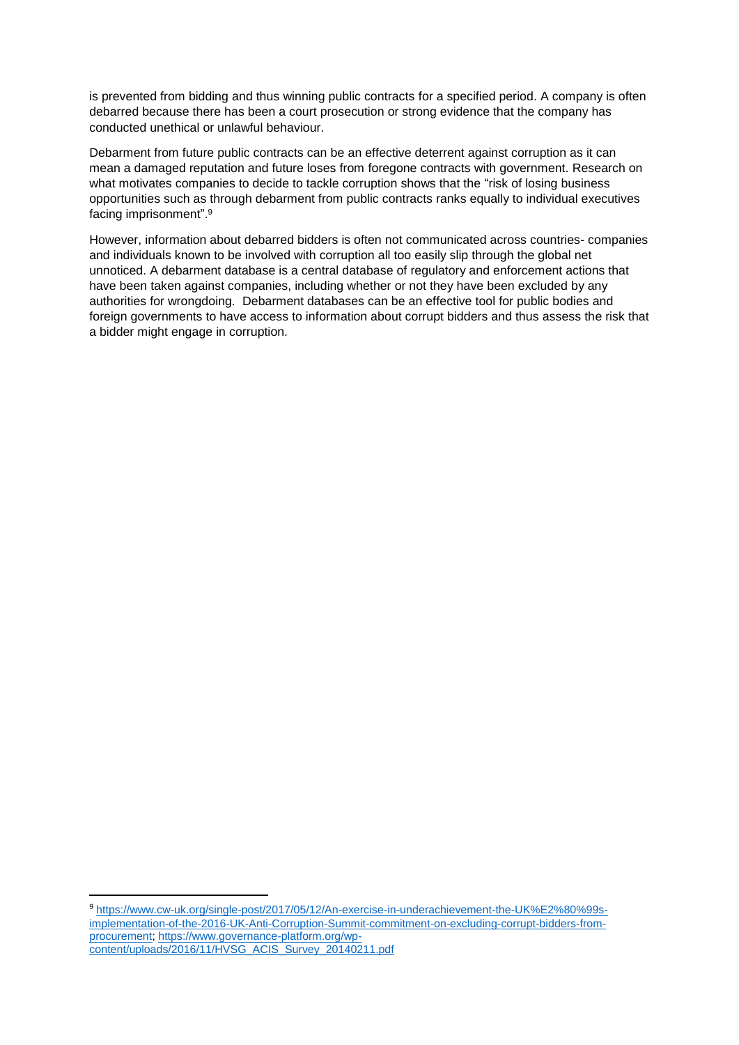is prevented from bidding and thus winning public contracts for a specified period. A company is often debarred because there has been a court prosecution or strong evidence that the company has conducted unethical or unlawful behaviour.

Debarment from future public contracts can be an effective deterrent against corruption as it can mean a damaged reputation and future loses from foregone contracts with government. Research on what motivates companies to decide to tackle corruption shows that the "risk of losing business opportunities such as through debarment from public contracts ranks equally to individual executives facing imprisonment".[9]

However, information about debarred bidders is often not communicated across countries- companies and individuals known to be involved with corruption all too easily slip through the global net unnoticed. A debarment database is a central database of regulatory and enforcement actions that have been taken against companies, including whether or not they have been excluded by any authorities for wrongdoing.  Debarment databases can be an effective tool for public bodies and foreign governments to have access to information about corrupt bidders and thus assess the risk that a bidder might engage in corruption.

---

[9] https://www.cw-uk.org/single-post/2017/05/12/An-exercise-in-underachievement-the-UK%E2%80%99s-implementation-of-the-2016-UK-Anti-Corruption-Summit-commitment-on-excluding-corrupt-bidders-from-procurement; https://www.governance-platform.org/wp-content/uploads/2016/11/HVSG_ACIS_Survey_20140211.pdf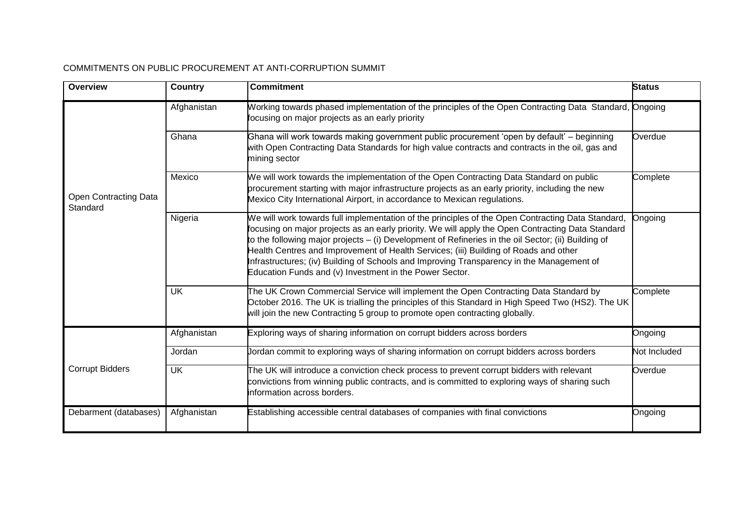COMMITMENTS ON PUBLIC PROCUREMENT AT ANTI-CORRUPTION SUMMIT

| Overview | Country | Commitment | Status |
|---|---|---|---|
| Open Contracting Data Standard | Afghanistan | Working towards phased implementation of the principles of the Open Contracting Data Standard, focusing on major projects as an early priority | Ongoing |
| | Ghana | Ghana will work towards making government public procurement 'open by default' – beginning with Open Contracting Data Standards for high value contracts and contracts in the oil, gas and mining sector | Overdue |
| | Mexico | We will work towards the implementation of the Open Contracting Data Standard on public procurement starting with major infrastructure projects as an early priority, including the new Mexico City International Airport, in accordance to Mexican regulations. | Complete |
| | Nigeria | We will work towards full implementation of the principles of the Open Contracting Data Standard, focusing on major projects as an early priority. We will apply the Open Contracting Data Standard to the following major projects – (i) Development of Refineries in the oil Sector; (ii) Building of Health Centres and Improvement of Health Services; (iii) Building of Roads and other Infrastructures; (iv) Building of Schools and Improving Transparency in the Management of Education Funds and (v) Investment in the Power Sector. | Ongoing |
| | UK | The UK Crown Commercial Service will implement the Open Contracting Data Standard by October 2016. The UK is trialling the principles of this Standard in High Speed Two (HS2). The UK will join the new Contracting 5 group to promote open contracting globally. | Complete |
| Corrupt Bidders | Afghanistan | Exploring ways of sharing information on corrupt bidders across borders | Ongoing |
| | Jordan | Jordan commit to exploring ways of sharing information on corrupt bidders across borders | Not Included |
| | UK | The UK will introduce a conviction check process to prevent corrupt bidders with relevant convictions from winning public contracts, and is committed to exploring ways of sharing such information across borders. | Overdue |
| Debarment (databases) | Afghanistan | Establishing accessible central databases of companies with final convictions | Ongoing |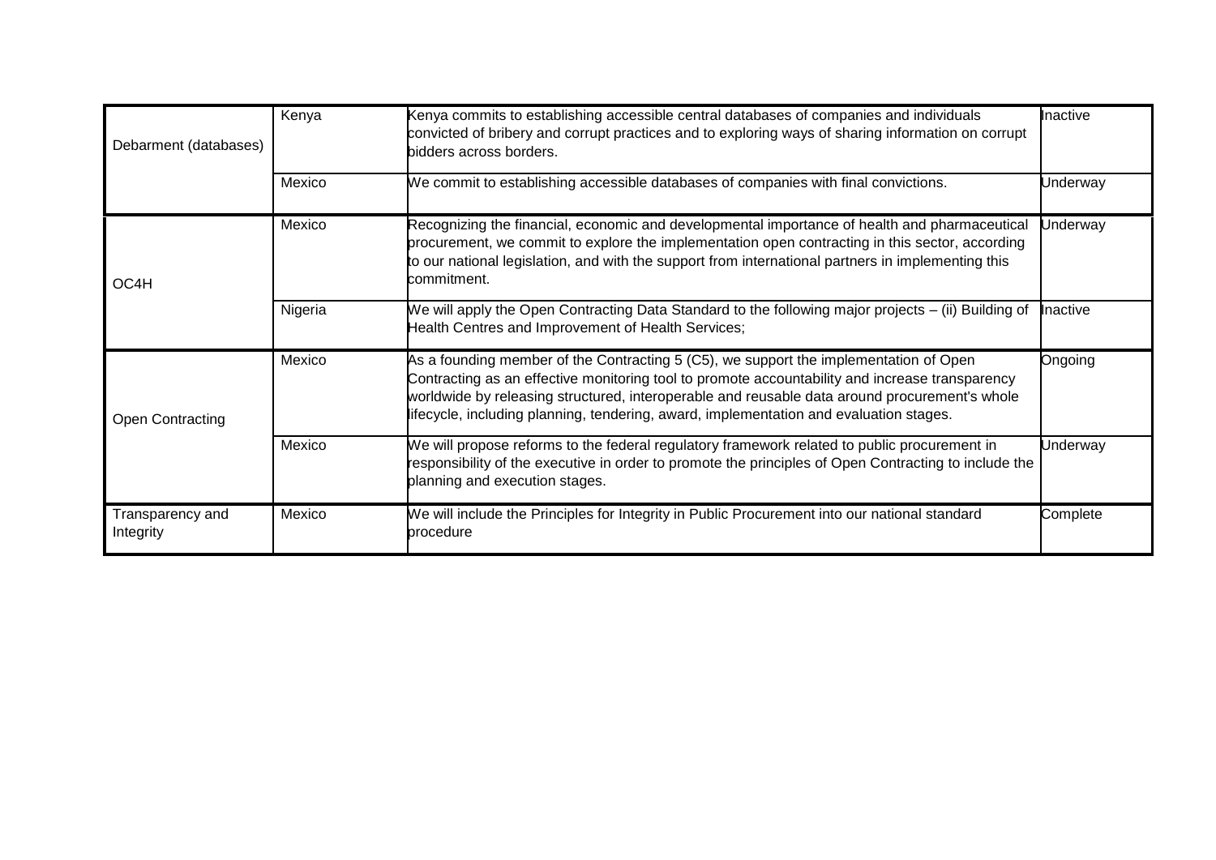| | | | |
|---|---|---|---|
| Debarment (databases) | Kenya | Kenya commits to establishing accessible central databases of companies and individuals convicted of bribery and corrupt practices and to exploring ways of sharing information on corrupt bidders across borders. | Inactive |
| | Mexico | We commit to establishing accessible databases of companies with final convictions. | Underway |
| OC4H | Mexico | Recognizing the financial, economic and developmental importance of health and pharmaceutical procurement, we commit to explore the implementation open contracting in this sector, according to our national legislation, and with the support from international partners in implementing this commitment. | Underway |
| | Nigeria | We will apply the Open Contracting Data Standard to the following major projects – (ii) Building of Health Centres and Improvement of Health Services; | Inactive |
| Open Contracting | Mexico | As a founding member of the Contracting 5 (C5), we support the implementation of Open Contracting as an effective monitoring tool to promote accountability and increase transparency worldwide by releasing structured, interoperable and reusable data around procurement's whole lifecycle, including planning, tendering, award, implementation and evaluation stages. | Ongoing |
| | Mexico | We will propose reforms to the federal regulatory framework related to public procurement in responsibility of the executive in order to promote the principles of Open Contracting to include the planning and execution stages. | Underway |
| Transparency and Integrity | Mexico | We will include the Principles for Integrity in Public Procurement into our national standard procedure | Complete |